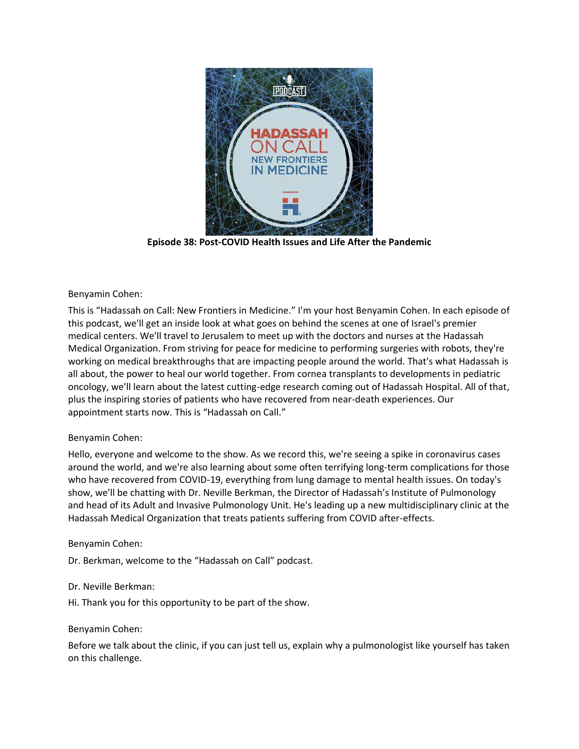**Episode 38: Post-COVID Health Issues and Life After the Pandemic**

Benyamin Cohen:

This is "Hadassah on Call: New Frontiers in Medicine." I'm your host Benyamin Cohen. In each episode of this podcast, we'll get an inside look at what goes on behind the scenes at one of Israel's premier medical centers. We'll travel to Jerusalem to meet up with the doctors and nurses at the Hadassah Medical Organization. From striving for peace for medicine to performing surgeries with robots, they're working on medical breakthroughs that are impacting people around the world. That's what Hadassah is all about, the power to heal our world together. From cornea transplants to developments in pediatric oncology, we'll learn about the latest cutting-edge research coming out of Hadassah Hospital. All of that, plus the inspiring stories of patients who have recovered from near-death experiences. Our appointment starts now. This is "Hadassah on Call."

Benyamin Cohen:

Hello, everyone and welcome to the show. As we record this, we're seeing a spike in coronavirus cases around the world, and we're also learning about some often terrifying long-term complications for those who have recovered from COVID-19, everything from lung damage to mental health issues. On today's show, we'll be chatting with Dr. Neville Berkman, the Director of Hadassah's Institute of Pulmonology and head of its Adult and Invasive Pulmonology Unit. He's leading up a new multidisciplinary clinic at the Hadassah Medical Organization that treats patients suffering from COVID after-effects.

Benyamin Cohen:

Dr. Berkman, welcome to the "Hadassah on Call" podcast.

Dr. Neville Berkman:

Hi. Thank you for this opportunity to be part of the show.

Benyamin Cohen:

Before we talk about the clinic, if you can just tell us, explain why a pulmonologist like yourself has taken on this challenge.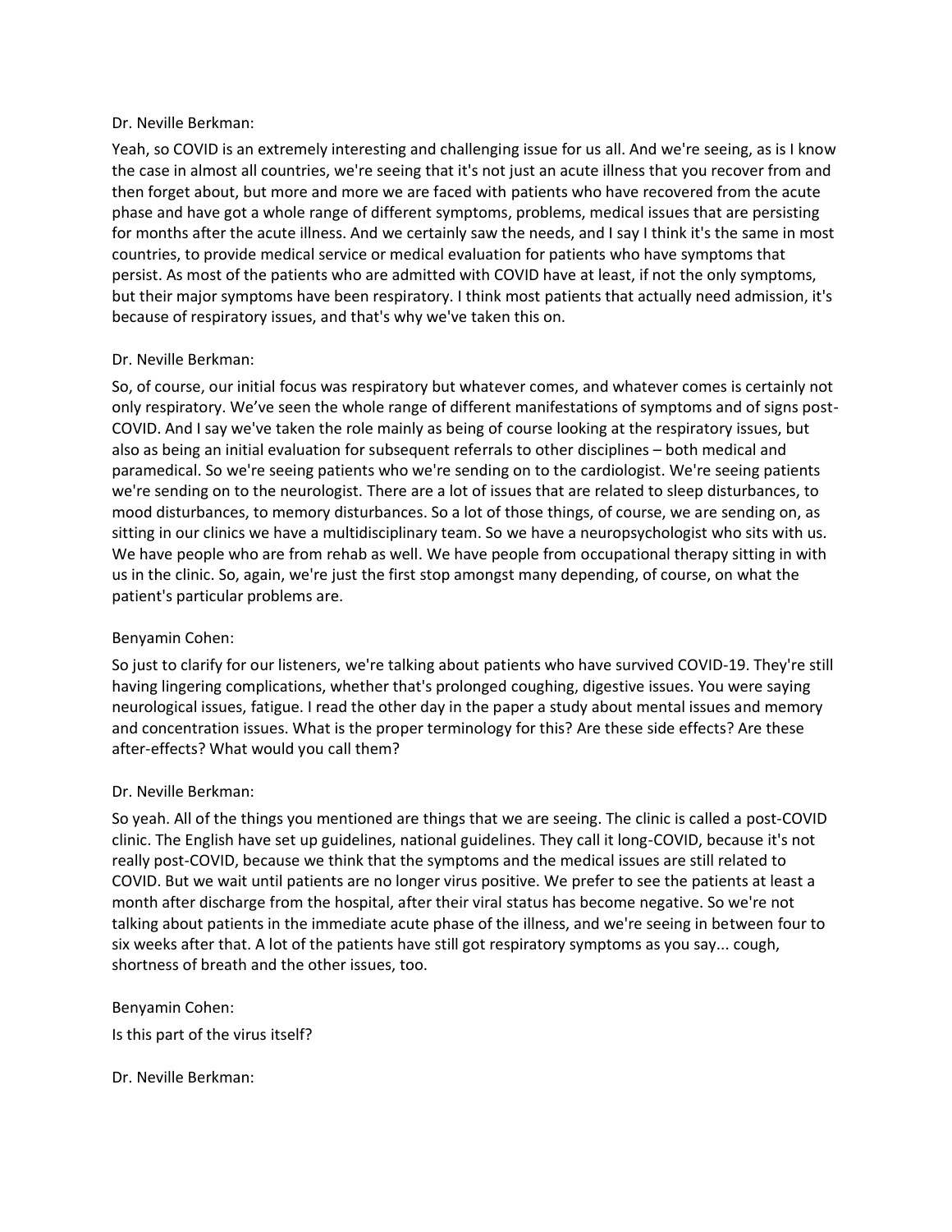Dr. Neville Berkman:

Yeah, so COVID is an extremely interesting and challenging issue for us all. And we're seeing, as is I know the case in almost all countries, we're seeing that it's not just an acute illness that you recover from and then forget about, but more and more we are faced with patients who have recovered from the acute phase and have got a whole range of different symptoms, problems, medical issues that are persisting for months after the acute illness. And we certainly saw the needs, and I say I think it's the same in most countries, to provide medical service or medical evaluation for patients who have symptoms that persist. As most of the patients who are admitted with COVID have at least, if not the only symptoms, but their major symptoms have been respiratory. I think most patients that actually need admission, it's because of respiratory issues, and that's why we've taken this on.

Dr. Neville Berkman:

So, of course, our initial focus was respiratory but whatever comes, and whatever comes is certainly not only respiratory. We've seen the whole range of different manifestations of symptoms and of signs post-COVID. And I say we've taken the role mainly as being of course looking at the respiratory issues, but also as being an initial evaluation for subsequent referrals to other disciplines – both medical and paramedical. So we're seeing patients who we're sending on to the cardiologist. We're seeing patients we're sending on to the neurologist. There are a lot of issues that are related to sleep disturbances, to mood disturbances, to memory disturbances. So a lot of those things, of course, we are sending on, as sitting in our clinics we have a multidisciplinary team. So we have a neuropsychologist who sits with us. We have people who are from rehab as well. We have people from occupational therapy sitting in with us in the clinic. So, again, we're just the first stop amongst many depending, of course, on what the patient's particular problems are.

Benyamin Cohen:

So just to clarify for our listeners, we're talking about patients who have survived COVID-19. They're still having lingering complications, whether that's prolonged coughing, digestive issues. You were saying neurological issues, fatigue. I read the other day in the paper a study about mental issues and memory and concentration issues. What is the proper terminology for this? Are these side effects? Are these after-effects? What would you call them?

Dr. Neville Berkman:

So yeah. All of the things you mentioned are things that we are seeing. The clinic is called a post-COVID clinic. The English have set up guidelines, national guidelines. They call it long-COVID, because it's not really post-COVID, because we think that the symptoms and the medical issues are still related to COVID. But we wait until patients are no longer virus positive. We prefer to see the patients at least a month after discharge from the hospital, after their viral status has become negative. So we're not talking about patients in the immediate acute phase of the illness, and we're seeing in between four to six weeks after that. A lot of the patients have still got respiratory symptoms as you say... cough, shortness of breath and the other issues, too.

Benyamin Cohen:

Is this part of the virus itself?

Dr. Neville Berkman: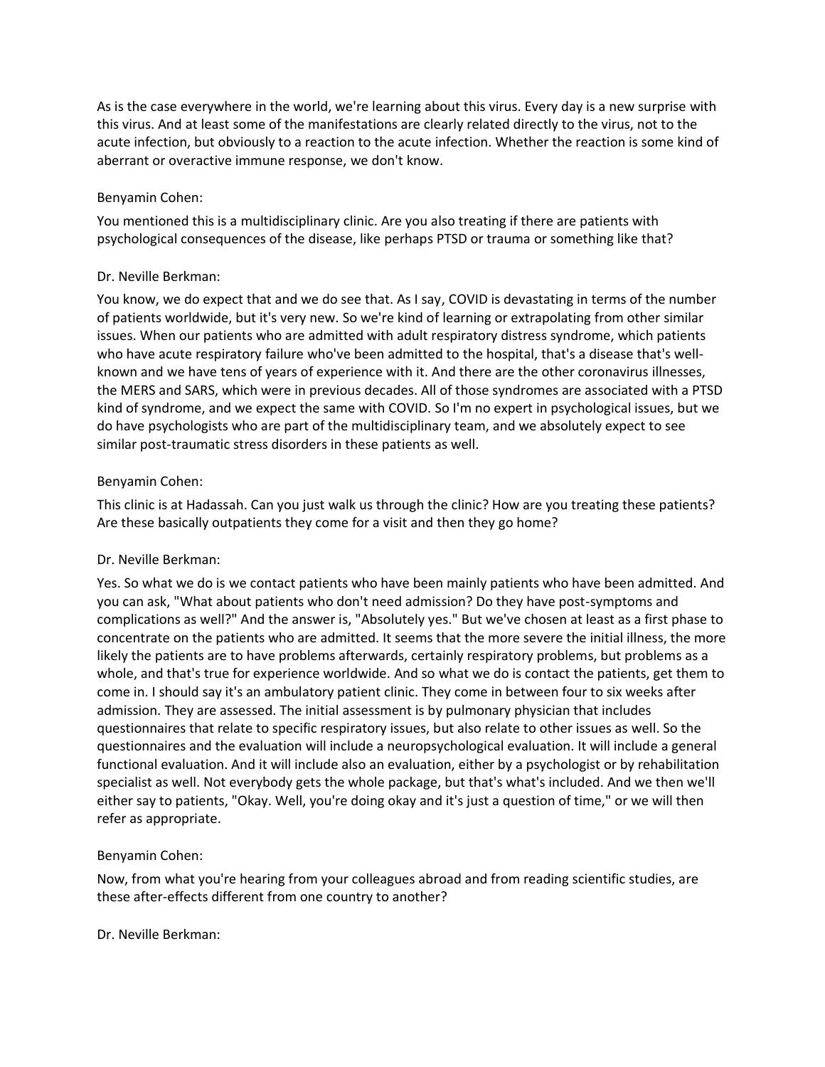As is the case everywhere in the world, we're learning about this virus. Every day is a new surprise with this virus. And at least some of the manifestations are clearly related directly to the virus, not to the acute infection, but obviously to a reaction to the acute infection. Whether the reaction is some kind of aberrant or overactive immune response, we don't know.

Benyamin Cohen:

You mentioned this is a multidisciplinary clinic. Are you also treating if there are patients with psychological consequences of the disease, like perhaps PTSD or trauma or something like that?

Dr. Neville Berkman:

You know, we do expect that and we do see that. As I say, COVID is devastating in terms of the number of patients worldwide, but it's very new. So we're kind of learning or extrapolating from other similar issues. When our patients who are admitted with adult respiratory distress syndrome, which patients who have acute respiratory failure who've been admitted to the hospital, that's a disease that's well-known and we have tens of years of experience with it. And there are the other coronavirus illnesses, the MERS and SARS, which were in previous decades. All of those syndromes are associated with a PTSD kind of syndrome, and we expect the same with COVID. So I'm no expert in psychological issues, but we do have psychologists who are part of the multidisciplinary team, and we absolutely expect to see similar post-traumatic stress disorders in these patients as well.

Benyamin Cohen:

This clinic is at Hadassah. Can you just walk us through the clinic? How are you treating these patients? Are these basically outpatients they come for a visit and then they go home?

Dr. Neville Berkman:

Yes. So what we do is we contact patients who have been mainly patients who have been admitted. And you can ask, "What about patients who don't need admission? Do they have post-symptoms and complications as well?" And the answer is, "Absolutely yes." But we've chosen at least as a first phase to concentrate on the patients who are admitted. It seems that the more severe the initial illness, the more likely the patients are to have problems afterwards, certainly respiratory problems, but problems as a whole, and that's true for experience worldwide. And so what we do is contact the patients, get them to come in. I should say it's an ambulatory patient clinic. They come in between four to six weeks after admission. They are assessed. The initial assessment is by pulmonary physician that includes questionnaires that relate to specific respiratory issues, but also relate to other issues as well. So the questionnaires and the evaluation will include a neuropsychological evaluation. It will include a general functional evaluation. And it will include also an evaluation, either by a psychologist or by rehabilitation specialist as well. Not everybody gets the whole package, but that's what's included. And we then we'll either say to patients, "Okay. Well, you're doing okay and it's just a question of time," or we will then refer as appropriate.

Benyamin Cohen:

Now, from what you're hearing from your colleagues abroad and from reading scientific studies, are these after-effects different from one country to another?

Dr. Neville Berkman: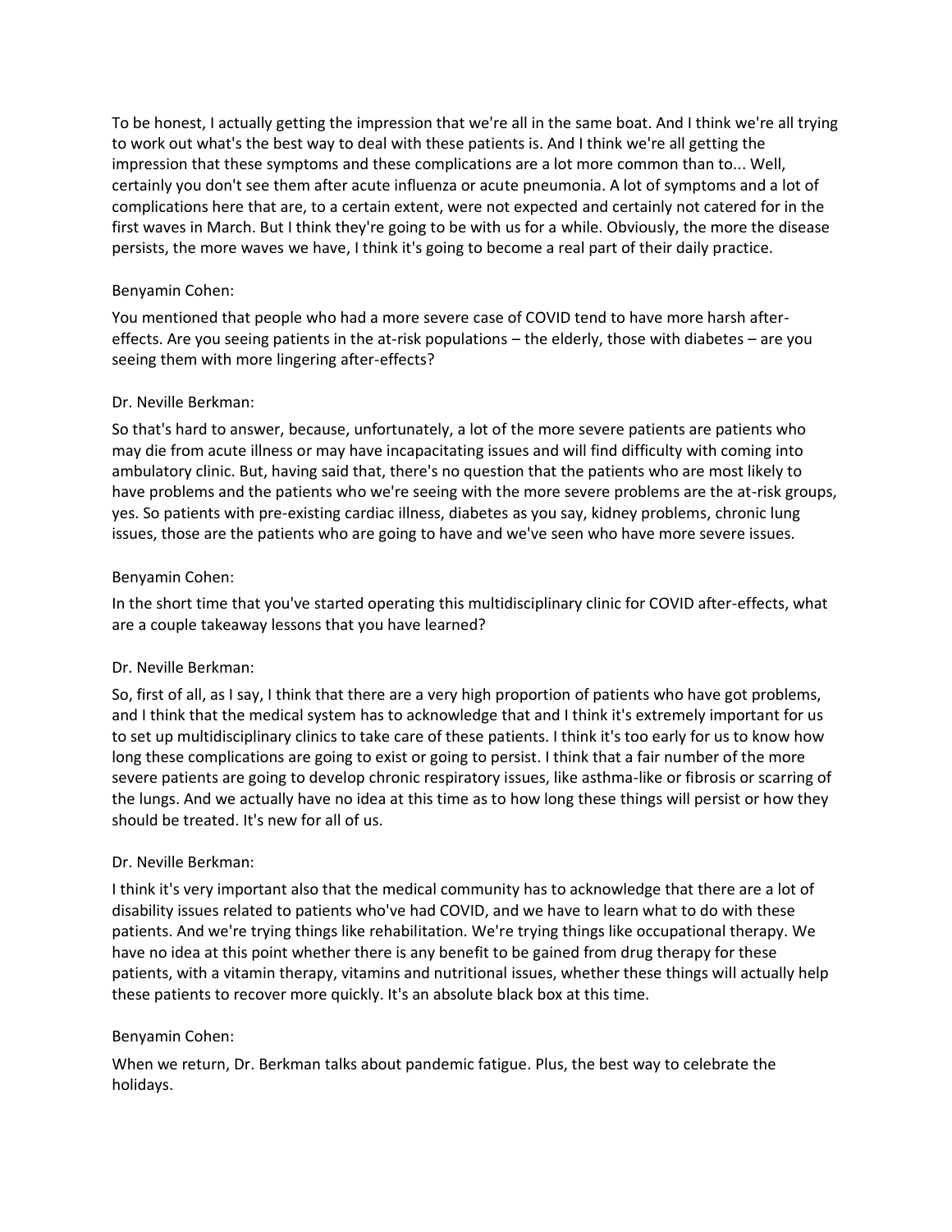To be honest, I actually getting the impression that we're all in the same boat. And I think we're all trying to work out what's the best way to deal with these patients is. And I think we're all getting the impression that these symptoms and these complications are a lot more common than to... Well, certainly you don't see them after acute influenza or acute pneumonia. A lot of symptoms and a lot of complications here that are, to a certain extent, were not expected and certainly not catered for in the first waves in March. But I think they're going to be with us for a while. Obviously, the more the disease persists, the more waves we have, I think it's going to become a real part of their daily practice.

Benyamin Cohen:

You mentioned that people who had a more severe case of COVID tend to have more harsh after-effects. Are you seeing patients in the at-risk populations – the elderly, those with diabetes – are you seeing them with more lingering after-effects?

Dr. Neville Berkman:

So that's hard to answer, because, unfortunately, a lot of the more severe patients are patients who may die from acute illness or may have incapacitating issues and will find difficulty with coming into ambulatory clinic. But, having said that, there's no question that the patients who are most likely to have problems and the patients who we're seeing with the more severe problems are the at-risk groups, yes. So patients with pre-existing cardiac illness, diabetes as you say, kidney problems, chronic lung issues, those are the patients who are going to have and we've seen who have more severe issues.

Benyamin Cohen:

In the short time that you've started operating this multidisciplinary clinic for COVID after-effects, what are a couple takeaway lessons that you have learned?

Dr. Neville Berkman:

So, first of all, as I say, I think that there are a very high proportion of patients who have got problems, and I think that the medical system has to acknowledge that and I think it's extremely important for us to set up multidisciplinary clinics to take care of these patients. I think it's too early for us to know how long these complications are going to exist or going to persist. I think that a fair number of the more severe patients are going to develop chronic respiratory issues, like asthma-like or fibrosis or scarring of the lungs. And we actually have no idea at this time as to how long these things will persist or how they should be treated. It's new for all of us.

Dr. Neville Berkman:

I think it's very important also that the medical community has to acknowledge that there are a lot of disability issues related to patients who've had COVID, and we have to learn what to do with these patients. And we're trying things like rehabilitation. We're trying things like occupational therapy. We have no idea at this point whether there is any benefit to be gained from drug therapy for these patients, with a vitamin therapy, vitamins and nutritional issues, whether these things will actually help these patients to recover more quickly. It's an absolute black box at this time.

Benyamin Cohen:

When we return, Dr. Berkman talks about pandemic fatigue. Plus, the best way to celebrate the holidays.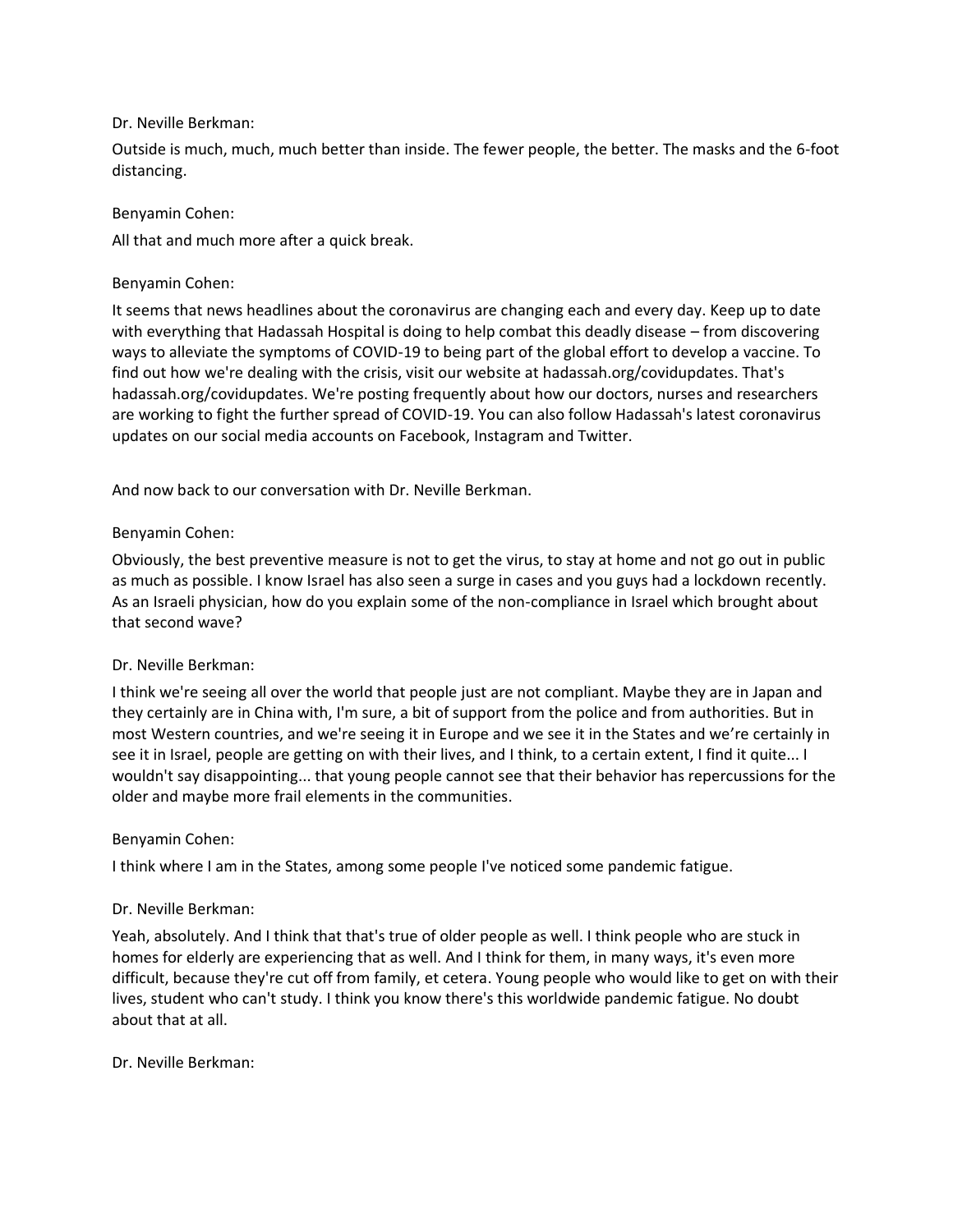Dr. Neville Berkman:

Outside is much, much, much better than inside. The fewer people, the better. The masks and the 6-foot distancing.

Benyamin Cohen:

All that and much more after a quick break.

Benyamin Cohen:

It seems that news headlines about the coronavirus are changing each and every day. Keep up to date with everything that Hadassah Hospital is doing to help combat this deadly disease – from discovering ways to alleviate the symptoms of COVID-19 to being part of the global effort to develop a vaccine. To find out how we're dealing with the crisis, visit our website at hadassah.org/covidupdates. That's hadassah.org/covidupdates. We're posting frequently about how our doctors, nurses and researchers are working to fight the further spread of COVID-19. You can also follow Hadassah's latest coronavirus updates on our social media accounts on Facebook, Instagram and Twitter.

And now back to our conversation with Dr. Neville Berkman.

Benyamin Cohen:

Obviously, the best preventive measure is not to get the virus, to stay at home and not go out in public as much as possible. I know Israel has also seen a surge in cases and you guys had a lockdown recently. As an Israeli physician, how do you explain some of the non-compliance in Israel which brought about that second wave?

Dr. Neville Berkman:

I think we're seeing all over the world that people just are not compliant. Maybe they are in Japan and they certainly are in China with, I'm sure, a bit of support from the police and from authorities. But in most Western countries, and we're seeing it in Europe and we see it in the States and we're certainly in see it in Israel, people are getting on with their lives, and I think, to a certain extent, I find it quite... I wouldn't say disappointing... that young people cannot see that their behavior has repercussions for the older and maybe more frail elements in the communities.

Benyamin Cohen:

I think where I am in the States, among some people I've noticed some pandemic fatigue.

Dr. Neville Berkman:

Yeah, absolutely. And I think that that's true of older people as well. I think people who are stuck in homes for elderly are experiencing that as well. And I think for them, in many ways, it's even more difficult, because they're cut off from family, et cetera. Young people who would like to get on with their lives, student who can't study. I think you know there's this worldwide pandemic fatigue. No doubt about that at all.

Dr. Neville Berkman: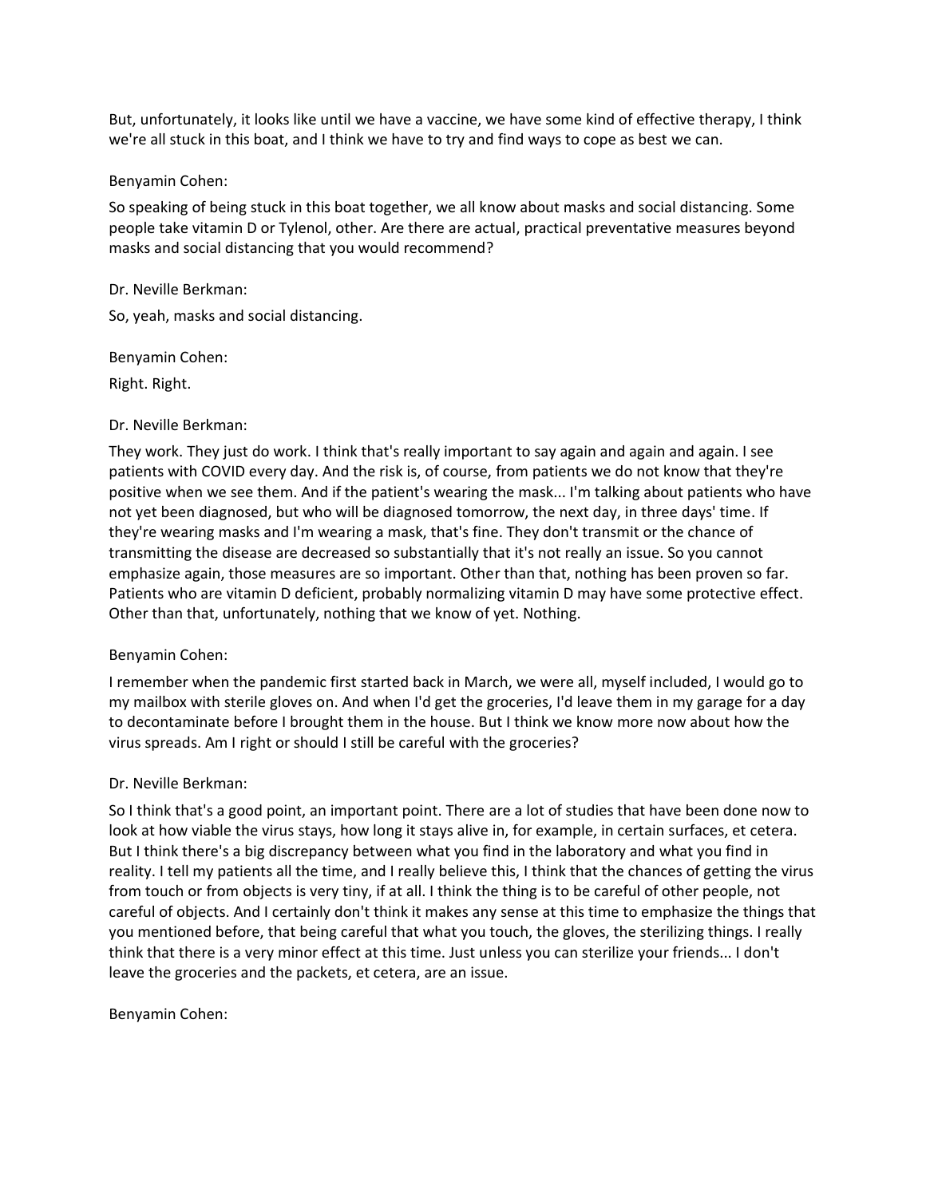But, unfortunately, it looks like until we have a vaccine, we have some kind of effective therapy, I think we're all stuck in this boat, and I think we have to try and find ways to cope as best we can.

Benyamin Cohen:

So speaking of being stuck in this boat together, we all know about masks and social distancing. Some people take vitamin D or Tylenol, other. Are there are actual, practical preventative measures beyond masks and social distancing that you would recommend?

Dr. Neville Berkman:

So, yeah, masks and social distancing.

Benyamin Cohen:

Right. Right.

Dr. Neville Berkman:

They work. They just do work. I think that's really important to say again and again and again. I see patients with COVID every day. And the risk is, of course, from patients we do not know that they're positive when we see them. And if the patient's wearing the mask... I'm talking about patients who have not yet been diagnosed, but who will be diagnosed tomorrow, the next day, in three days' time. If they're wearing masks and I'm wearing a mask, that's fine. They don't transmit or the chance of transmitting the disease are decreased so substantially that it's not really an issue. So you cannot emphasize again, those measures are so important. Other than that, nothing has been proven so far. Patients who are vitamin D deficient, probably normalizing vitamin D may have some protective effect. Other than that, unfortunately, nothing that we know of yet. Nothing.

Benyamin Cohen:

I remember when the pandemic first started back in March, we were all, myself included, I would go to my mailbox with sterile gloves on. And when I'd get the groceries, I'd leave them in my garage for a day to decontaminate before I brought them in the house. But I think we know more now about how the virus spreads. Am I right or should I still be careful with the groceries?

Dr. Neville Berkman:

So I think that's a good point, an important point. There are a lot of studies that have been done now to look at how viable the virus stays, how long it stays alive in, for example, in certain surfaces, et cetera. But I think there's a big discrepancy between what you find in the laboratory and what you find in reality. I tell my patients all the time, and I really believe this, I think that the chances of getting the virus from touch or from objects is very tiny, if at all. I think the thing is to be careful of other people, not careful of objects. And I certainly don't think it makes any sense at this time to emphasize the things that you mentioned before, that being careful that what you touch, the gloves, the sterilizing things. I really think that there is a very minor effect at this time. Just unless you can sterilize your friends... I don't leave the groceries and the packets, et cetera, are an issue.

Benyamin Cohen: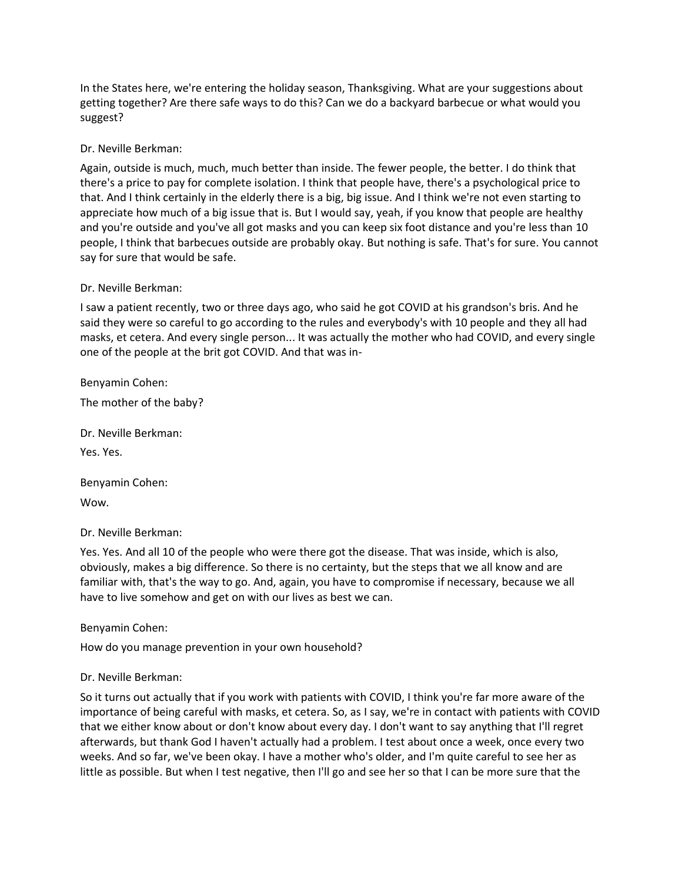In the States here, we're entering the holiday season, Thanksgiving. What are your suggestions about getting together? Are there safe ways to do this? Can we do a backyard barbecue or what would you suggest?

Dr. Neville Berkman:

Again, outside is much, much, much better than inside. The fewer people, the better. I do think that there's a price to pay for complete isolation. I think that people have, there's a psychological price to that. And I think certainly in the elderly there is a big, big issue. And I think we're not even starting to appreciate how much of a big issue that is. But I would say, yeah, if you know that people are healthy and you're outside and you've all got masks and you can keep six foot distance and you're less than 10 people, I think that barbecues outside are probably okay. But nothing is safe. That's for sure. You cannot say for sure that would be safe.

Dr. Neville Berkman:

I saw a patient recently, two or three days ago, who said he got COVID at his grandson's bris. And he said they were so careful to go according to the rules and everybody's with 10 people and they all had masks, et cetera. And every single person... It was actually the mother who had COVID, and every single one of the people at the brit got COVID. And that was in-

Benyamin Cohen:

The mother of the baby?

Dr. Neville Berkman:

Yes. Yes.

Benyamin Cohen:

Wow.

Dr. Neville Berkman:

Yes. Yes. And all 10 of the people who were there got the disease. That was inside, which is also, obviously, makes a big difference. So there is no certainty, but the steps that we all know and are familiar with, that's the way to go. And, again, you have to compromise if necessary, because we all have to live somehow and get on with our lives as best we can.

Benyamin Cohen:

How do you manage prevention in your own household?

Dr. Neville Berkman:

So it turns out actually that if you work with patients with COVID, I think you're far more aware of the importance of being careful with masks, et cetera. So, as I say, we're in contact with patients with COVID that we either know about or don't know about every day. I don't want to say anything that I'll regret afterwards, but thank God I haven't actually had a problem. I test about once a week, once every two weeks. And so far, we've been okay. I have a mother who's older, and I'm quite careful to see her as little as possible. But when I test negative, then I'll go and see her so that I can be more sure that the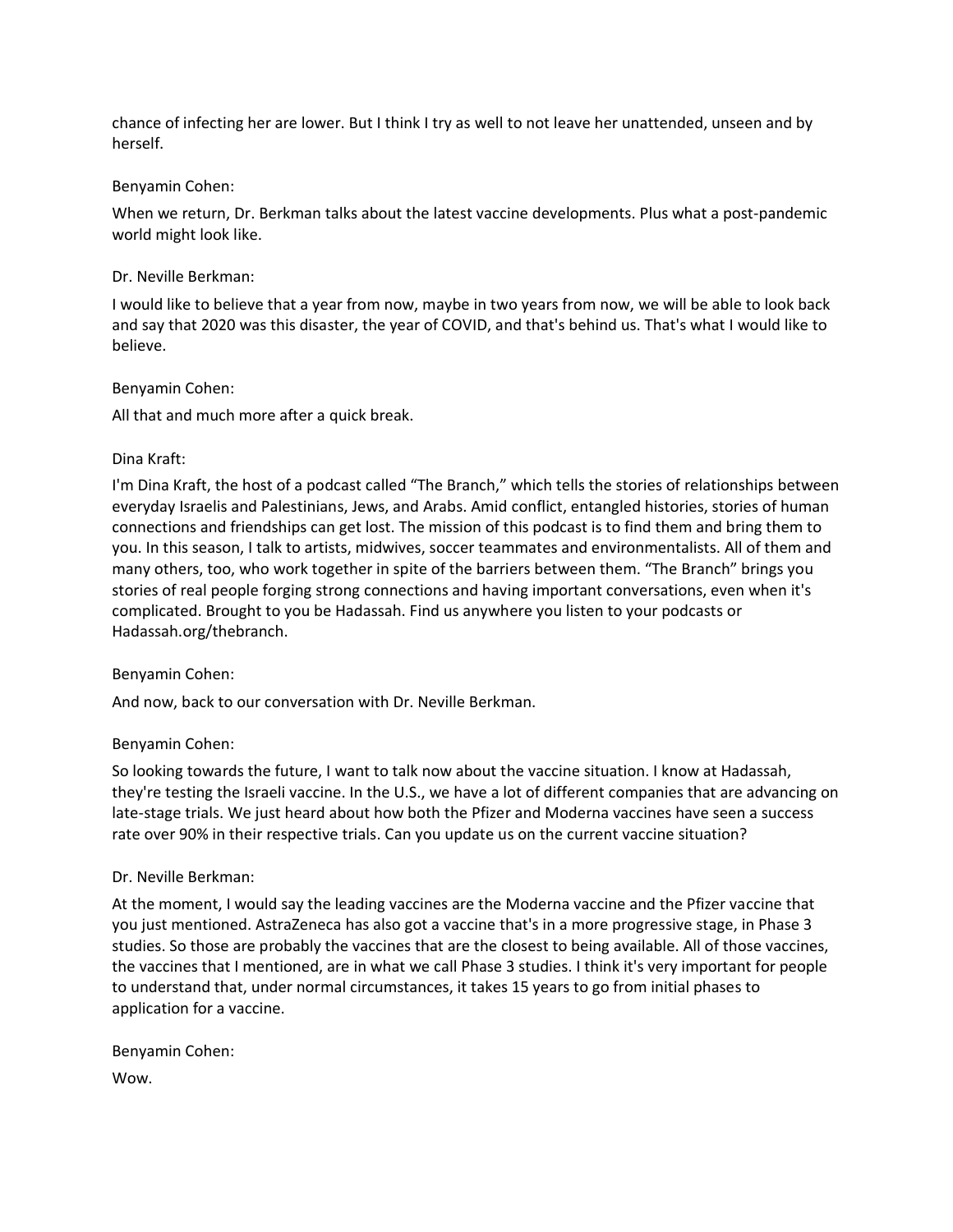chance of infecting her are lower. But I think I try as well to not leave her unattended, unseen and by herself.

Benyamin Cohen:

When we return, Dr. Berkman talks about the latest vaccine developments. Plus what a post-pandemic world might look like.

Dr. Neville Berkman:

I would like to believe that a year from now, maybe in two years from now, we will be able to look back and say that 2020 was this disaster, the year of COVID, and that's behind us. That's what I would like to believe.

Benyamin Cohen:

All that and much more after a quick break.

Dina Kraft:

I'm Dina Kraft, the host of a podcast called "The Branch," which tells the stories of relationships between everyday Israelis and Palestinians, Jews, and Arabs. Amid conflict, entangled histories, stories of human connections and friendships can get lost. The mission of this podcast is to find them and bring them to you. In this season, I talk to artists, midwives, soccer teammates and environmentalists. All of them and many others, too, who work together in spite of the barriers between them. "The Branch" brings you stories of real people forging strong connections and having important conversations, even when it's complicated. Brought to you be Hadassah. Find us anywhere you listen to your podcasts or Hadassah.org/thebranch.

Benyamin Cohen:

And now, back to our conversation with Dr. Neville Berkman.

Benyamin Cohen:

So looking towards the future, I want to talk now about the vaccine situation. I know at Hadassah, they're testing the Israeli vaccine. In the U.S., we have a lot of different companies that are advancing on late-stage trials. We just heard about how both the Pfizer and Moderna vaccines have seen a success rate over 90% in their respective trials. Can you update us on the current vaccine situation?

Dr. Neville Berkman:

At the moment, I would say the leading vaccines are the Moderna vaccine and the Pfizer vaccine that you just mentioned. AstraZeneca has also got a vaccine that's in a more progressive stage, in Phase 3 studies. So those are probably the vaccines that are the closest to being available. All of those vaccines, the vaccines that I mentioned, are in what we call Phase 3 studies. I think it's very important for people to understand that, under normal circumstances, it takes 15 years to go from initial phases to application for a vaccine.

Benyamin Cohen:

Wow.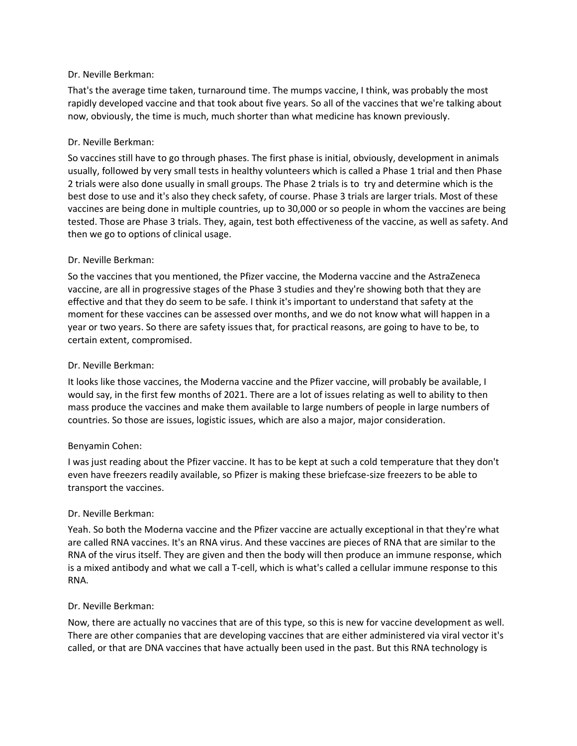Dr. Neville Berkman:

That's the average time taken, turnaround time. The mumps vaccine, I think, was probably the most rapidly developed vaccine and that took about five years. So all of the vaccines that we're talking about now, obviously, the time is much, much shorter than what medicine has known previously.

Dr. Neville Berkman:

So vaccines still have to go through phases. The first phase is initial, obviously, development in animals usually, followed by very small tests in healthy volunteers which is called a Phase 1 trial and then Phase 2 trials were also done usually in small groups. The Phase 2 trials is to try and determine which is the best dose to use and it's also they check safety, of course. Phase 3 trials are larger trials. Most of these vaccines are being done in multiple countries, up to 30,000 or so people in whom the vaccines are being tested. Those are Phase 3 trials. They, again, test both effectiveness of the vaccine, as well as safety. And then we go to options of clinical usage.

Dr. Neville Berkman:

So the vaccines that you mentioned, the Pfizer vaccine, the Moderna vaccine and the AstraZeneca vaccine, are all in progressive stages of the Phase 3 studies and they're showing both that they are effective and that they do seem to be safe. I think it's important to understand that safety at the moment for these vaccines can be assessed over months, and we do not know what will happen in a year or two years. So there are safety issues that, for practical reasons, are going to have to be, to certain extent, compromised.

Dr. Neville Berkman:

It looks like those vaccines, the Moderna vaccine and the Pfizer vaccine, will probably be available, I would say, in the first few months of 2021. There are a lot of issues relating as well to ability to then mass produce the vaccines and make them available to large numbers of people in large numbers of countries. So those are issues, logistic issues, which are also a major, major consideration.

Benyamin Cohen:

I was just reading about the Pfizer vaccine. It has to be kept at such a cold temperature that they don't even have freezers readily available, so Pfizer is making these briefcase-size freezers to be able to transport the vaccines.

Dr. Neville Berkman:

Yeah. So both the Moderna vaccine and the Pfizer vaccine are actually exceptional in that they're what are called RNA vaccines. It's an RNA virus. And these vaccines are pieces of RNA that are similar to the RNA of the virus itself. They are given and then the body will then produce an immune response, which is a mixed antibody and what we call a T-cell, which is what's called a cellular immune response to this RNA.

Dr. Neville Berkman:

Now, there are actually no vaccines that are of this type, so this is new for vaccine development as well. There are other companies that are developing vaccines that are either administered via viral vector it's called, or that are DNA vaccines that have actually been used in the past. But this RNA technology is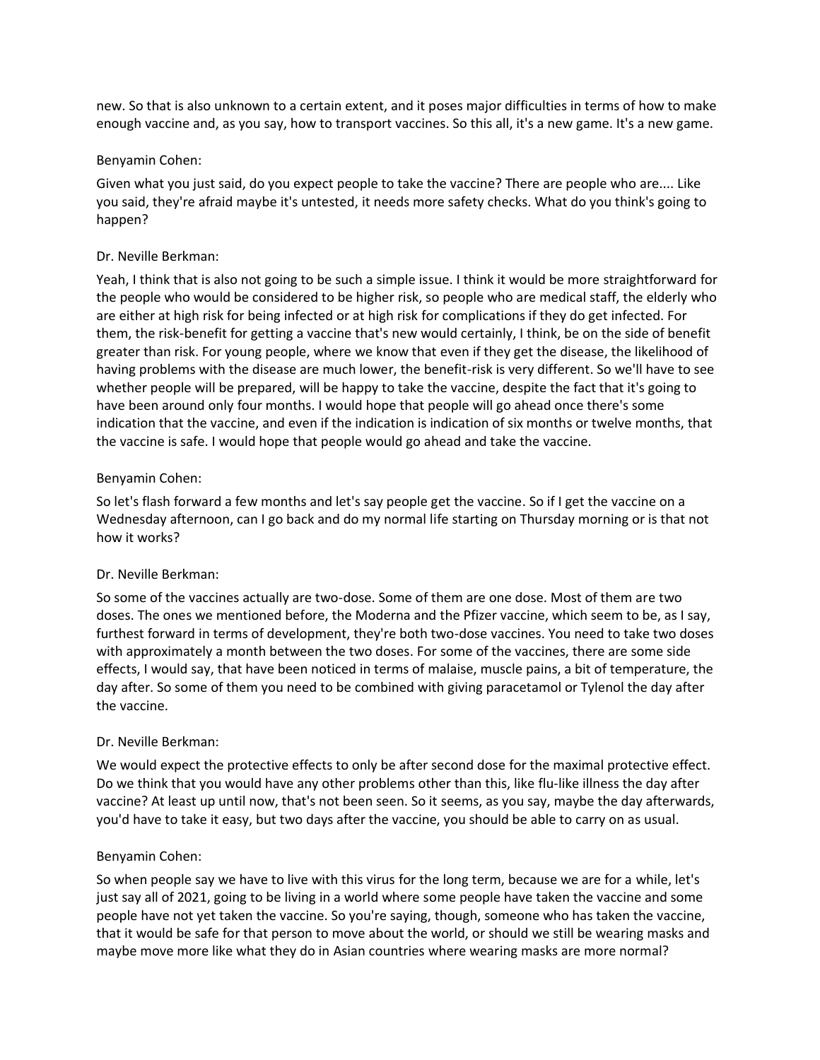new. So that is also unknown to a certain extent, and it poses major difficulties in terms of how to make enough vaccine and, as you say, how to transport vaccines. So this all, it's a new game. It's a new game.

Benyamin Cohen:

Given what you just said, do you expect people to take the vaccine? There are people who are.... Like you said, they're afraid maybe it's untested, it needs more safety checks. What do you think's going to happen?

Dr. Neville Berkman:

Yeah, I think that is also not going to be such a simple issue. I think it would be more straightforward for the people who would be considered to be higher risk, so people who are medical staff, the elderly who are either at high risk for being infected or at high risk for complications if they do get infected. For them, the risk-benefit for getting a vaccine that's new would certainly, I think, be on the side of benefit greater than risk. For young people, where we know that even if they get the disease, the likelihood of having problems with the disease are much lower, the benefit-risk is very different. So we'll have to see whether people will be prepared, will be happy to take the vaccine, despite the fact that it's going to have been around only four months. I would hope that people will go ahead once there's some indication that the vaccine, and even if the indication is indication of six months or twelve months, that the vaccine is safe. I would hope that people would go ahead and take the vaccine.

Benyamin Cohen:

So let's flash forward a few months and let's say people get the vaccine. So if I get the vaccine on a Wednesday afternoon, can I go back and do my normal life starting on Thursday morning or is that not how it works?

Dr. Neville Berkman:

So some of the vaccines actually are two-dose. Some of them are one dose. Most of them are two doses. The ones we mentioned before, the Moderna and the Pfizer vaccine, which seem to be, as I say, furthest forward in terms of development, they're both two-dose vaccines. You need to take two doses with approximately a month between the two doses. For some of the vaccines, there are some side effects, I would say, that have been noticed in terms of malaise, muscle pains, a bit of temperature, the day after. So some of them you need to be combined with giving paracetamol or Tylenol the day after the vaccine.

Dr. Neville Berkman:

We would expect the protective effects to only be after second dose for the maximal protective effect. Do we think that you would have any other problems other than this, like flu-like illness the day after vaccine? At least up until now, that's not been seen. So it seems, as you say, maybe the day afterwards, you'd have to take it easy, but two days after the vaccine, you should be able to carry on as usual.

Benyamin Cohen:

So when people say we have to live with this virus for the long term, because we are for a while, let's just say all of 2021, going to be living in a world where some people have taken the vaccine and some people have not yet taken the vaccine. So you're saying, though, someone who has taken the vaccine, that it would be safe for that person to move about the world, or should we still be wearing masks and maybe move more like what they do in Asian countries where wearing masks are more normal?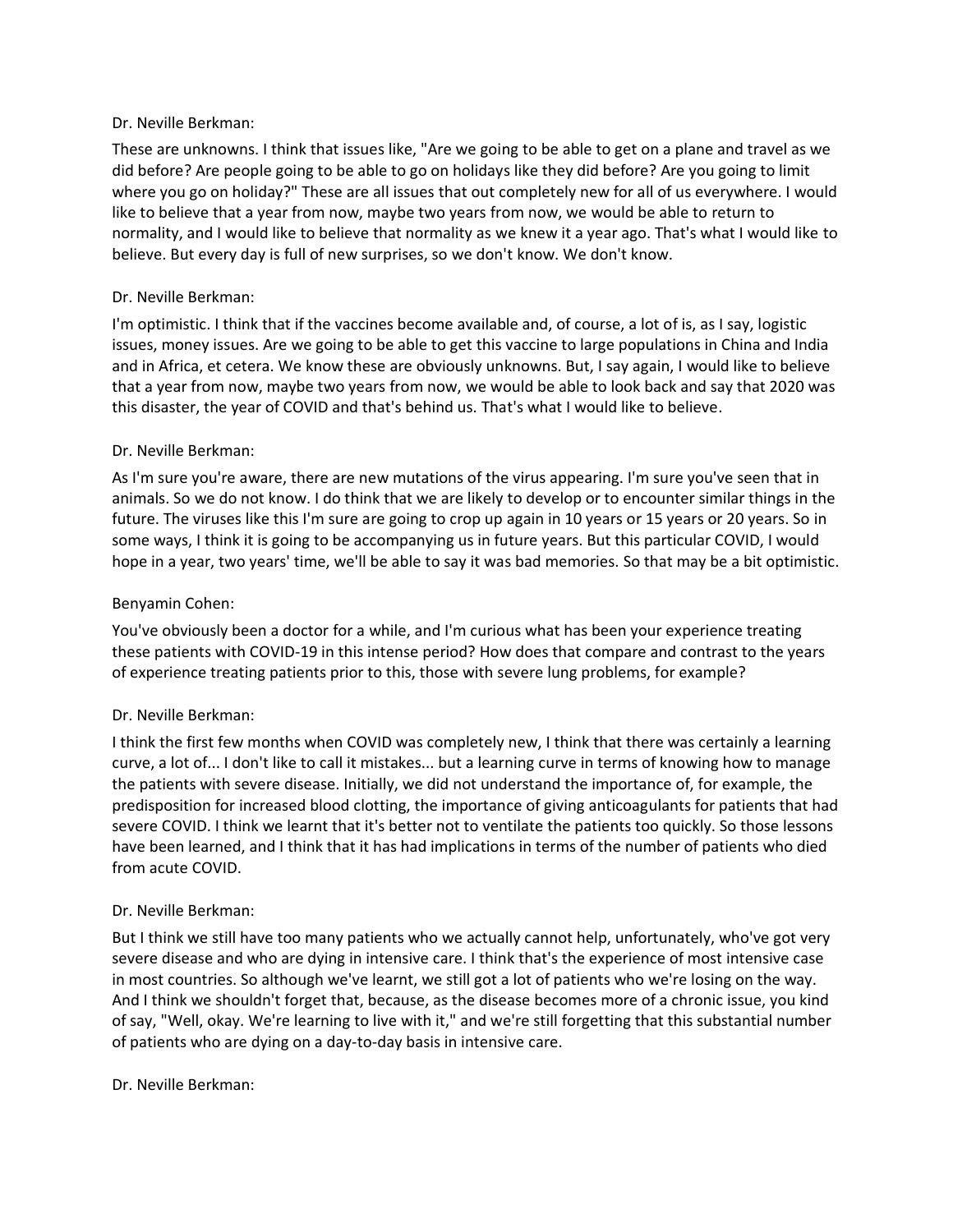Dr. Neville Berkman:

These are unknowns. I think that issues like, "Are we going to be able to get on a plane and travel as we did before? Are people going to be able to go on holidays like they did before? Are you going to limit where you go on holiday?" These are all issues that out completely new for all of us everywhere. I would like to believe that a year from now, maybe two years from now, we would be able to return to normality, and I would like to believe that normality as we knew it a year ago. That's what I would like to believe. But every day is full of new surprises, so we don't know. We don't know.

Dr. Neville Berkman:

I'm optimistic. I think that if the vaccines become available and, of course, a lot of is, as I say, logistic issues, money issues. Are we going to be able to get this vaccine to large populations in China and India and in Africa, et cetera. We know these are obviously unknowns. But, I say again, I would like to believe that a year from now, maybe two years from now, we would be able to look back and say that 2020 was this disaster, the year of COVID and that's behind us. That's what I would like to believe.

Dr. Neville Berkman:

As I'm sure you're aware, there are new mutations of the virus appearing. I'm sure you've seen that in animals. So we do not know. I do think that we are likely to develop or to encounter similar things in the future. The viruses like this I'm sure are going to crop up again in 10 years or 15 years or 20 years. So in some ways, I think it is going to be accompanying us in future years. But this particular COVID, I would hope in a year, two years' time, we'll be able to say it was bad memories. So that may be a bit optimistic.

Benyamin Cohen:

You've obviously been a doctor for a while, and I'm curious what has been your experience treating these patients with COVID-19 in this intense period? How does that compare and contrast to the years of experience treating patients prior to this, those with severe lung problems, for example?

Dr. Neville Berkman:

I think the first few months when COVID was completely new, I think that there was certainly a learning curve, a lot of... I don't like to call it mistakes... but a learning curve in terms of knowing how to manage the patients with severe disease. Initially, we did not understand the importance of, for example, the predisposition for increased blood clotting, the importance of giving anticoagulants for patients that had severe COVID. I think we learnt that it's better not to ventilate the patients too quickly. So those lessons have been learned, and I think that it has had implications in terms of the number of patients who died from acute COVID.

Dr. Neville Berkman:

But I think we still have too many patients who we actually cannot help, unfortunately, who've got very severe disease and who are dying in intensive care. I think that's the experience of most intensive case in most countries. So although we've learnt, we still got a lot of patients who we're losing on the way. And I think we shouldn't forget that, because, as the disease becomes more of a chronic issue, you kind of say, "Well, okay. We're learning to live with it," and we're still forgetting that this substantial number of patients who are dying on a day-to-day basis in intensive care.

Dr. Neville Berkman: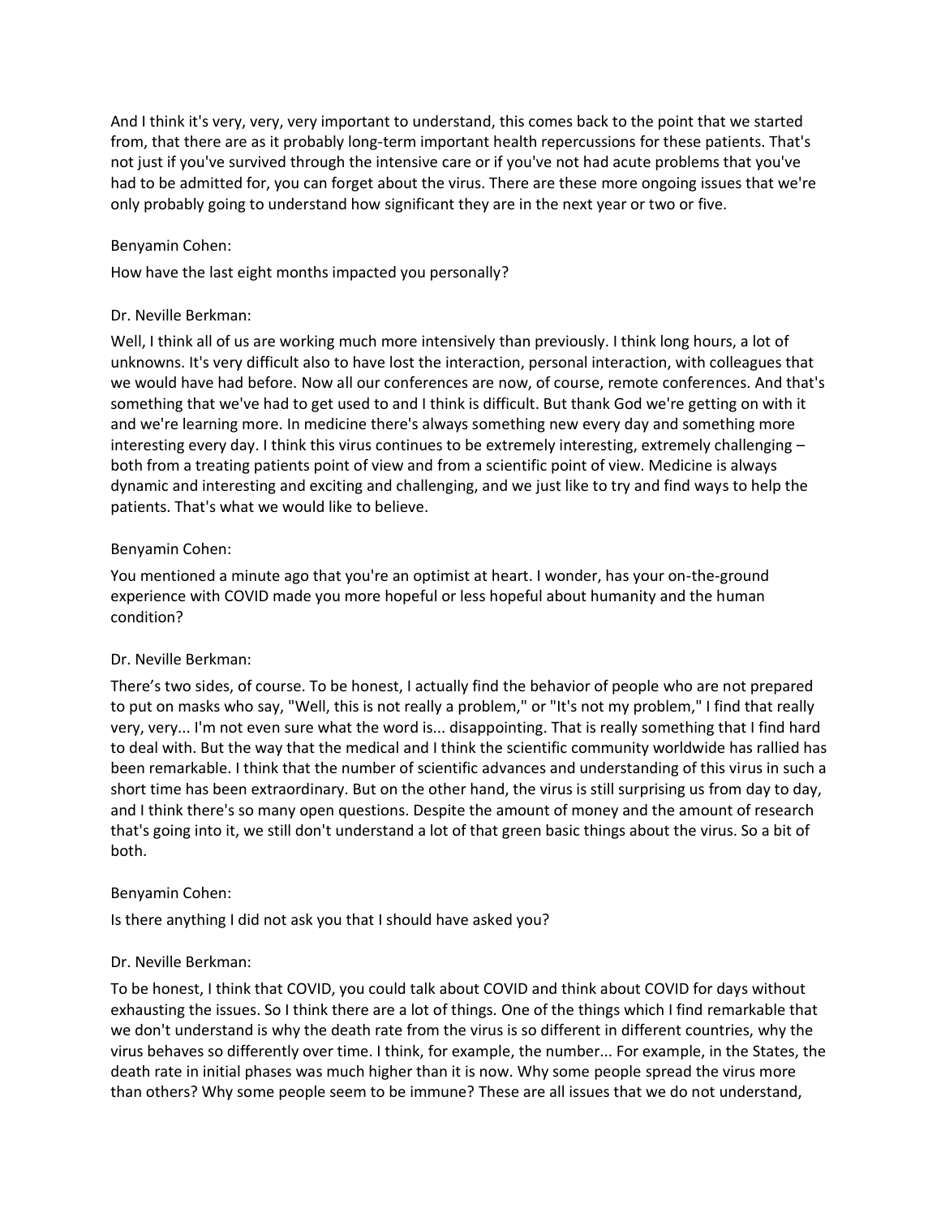And I think it's very, very, very important to understand, this comes back to the point that we started from, that there are as it probably long-term important health repercussions for these patients. That's not just if you've survived through the intensive care or if you've not had acute problems that you've had to be admitted for, you can forget about the virus. There are these more ongoing issues that we're only probably going to understand how significant they are in the next year or two or five.

Benyamin Cohen:

How have the last eight months impacted you personally?

Dr. Neville Berkman:

Well, I think all of us are working much more intensively than previously. I think long hours, a lot of unknowns. It's very difficult also to have lost the interaction, personal interaction, with colleagues that we would have had before. Now all our conferences are now, of course, remote conferences. And that's something that we've had to get used to and I think is difficult. But thank God we're getting on with it and we're learning more. In medicine there's always something new every day and something more interesting every day. I think this virus continues to be extremely interesting, extremely challenging – both from a treating patients point of view and from a scientific point of view. Medicine is always dynamic and interesting and exciting and challenging, and we just like to try and find ways to help the patients. That's what we would like to believe.

Benyamin Cohen:

You mentioned a minute ago that you're an optimist at heart. I wonder, has your on-the-ground experience with COVID made you more hopeful or less hopeful about humanity and the human condition?

Dr. Neville Berkman:

There's two sides, of course. To be honest, I actually find the behavior of people who are not prepared to put on masks who say, "Well, this is not really a problem," or "It's not my problem," I find that really very, very... I'm not even sure what the word is... disappointing. That is really something that I find hard to deal with. But the way that the medical and I think the scientific community worldwide has rallied has been remarkable. I think that the number of scientific advances and understanding of this virus in such a short time has been extraordinary. But on the other hand, the virus is still surprising us from day to day, and I think there's so many open questions. Despite the amount of money and the amount of research that's going into it, we still don't understand a lot of that green basic things about the virus. So a bit of both.

Benyamin Cohen:

Is there anything I did not ask you that I should have asked you?

Dr. Neville Berkman:

To be honest, I think that COVID, you could talk about COVID and think about COVID for days without exhausting the issues. So I think there are a lot of things. One of the things which I find remarkable that we don't understand is why the death rate from the virus is so different in different countries, why the virus behaves so differently over time. I think, for example, the number... For example, in the States, the death rate in initial phases was much higher than it is now. Why some people spread the virus more than others? Why some people seem to be immune? These are all issues that we do not understand,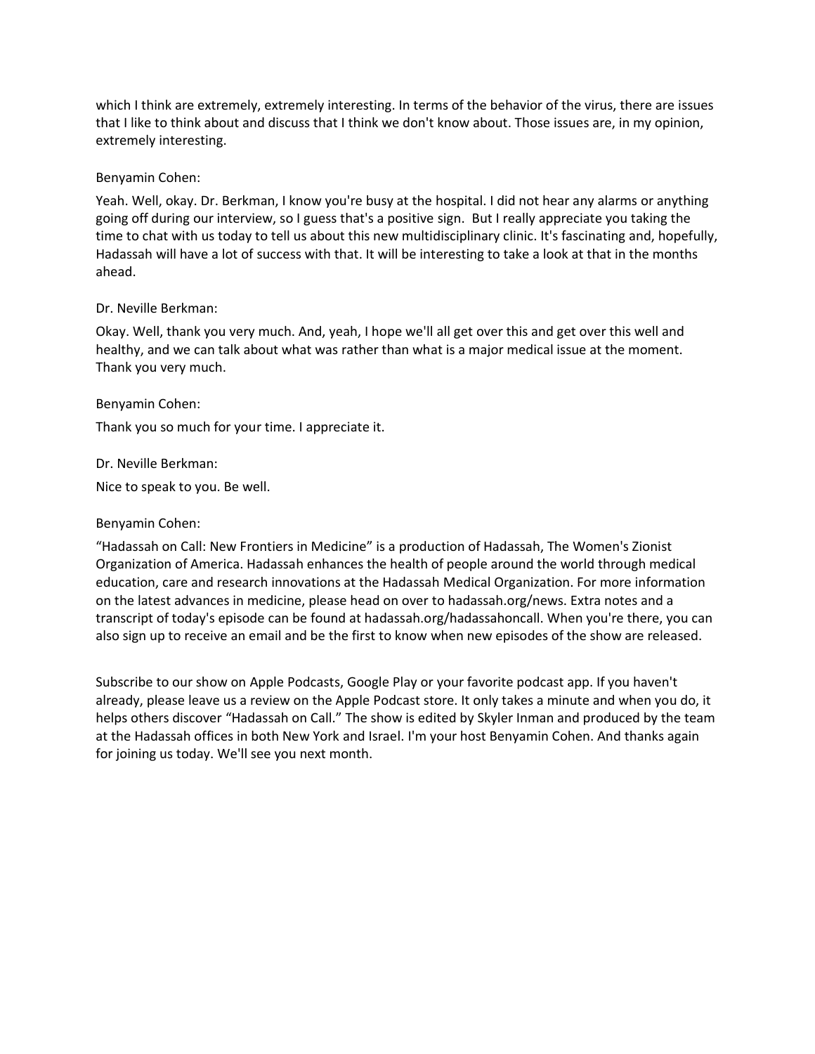which I think are extremely, extremely interesting. In terms of the behavior of the virus, there are issues that I like to think about and discuss that I think we don't know about. Those issues are, in my opinion, extremely interesting.

Benyamin Cohen:

Yeah. Well, okay. Dr. Berkman, I know you're busy at the hospital. I did not hear any alarms or anything going off during our interview, so I guess that's a positive sign. But I really appreciate you taking the time to chat with us today to tell us about this new multidisciplinary clinic. It's fascinating and, hopefully, Hadassah will have a lot of success with that. It will be interesting to take a look at that in the months ahead.

Dr. Neville Berkman:

Okay. Well, thank you very much. And, yeah, I hope we'll all get over this and get over this well and healthy, and we can talk about what was rather than what is a major medical issue at the moment. Thank you very much.

Benyamin Cohen:

Thank you so much for your time. I appreciate it.

Dr. Neville Berkman:

Nice to speak to you. Be well.

Benyamin Cohen:

"Hadassah on Call: New Frontiers in Medicine" is a production of Hadassah, The Women's Zionist Organization of America. Hadassah enhances the health of people around the world through medical education, care and research innovations at the Hadassah Medical Organization. For more information on the latest advances in medicine, please head on over to hadassah.org/news. Extra notes and a transcript of today's episode can be found at hadassah.org/hadassahoncall. When you're there, you can also sign up to receive an email and be the first to know when new episodes of the show are released.

Subscribe to our show on Apple Podcasts, Google Play or your favorite podcast app. If you haven't already, please leave us a review on the Apple Podcast store. It only takes a minute and when you do, it helps others discover "Hadassah on Call." The show is edited by Skyler Inman and produced by the team at the Hadassah offices in both New York and Israel. I'm your host Benyamin Cohen. And thanks again for joining us today. We'll see you next month.